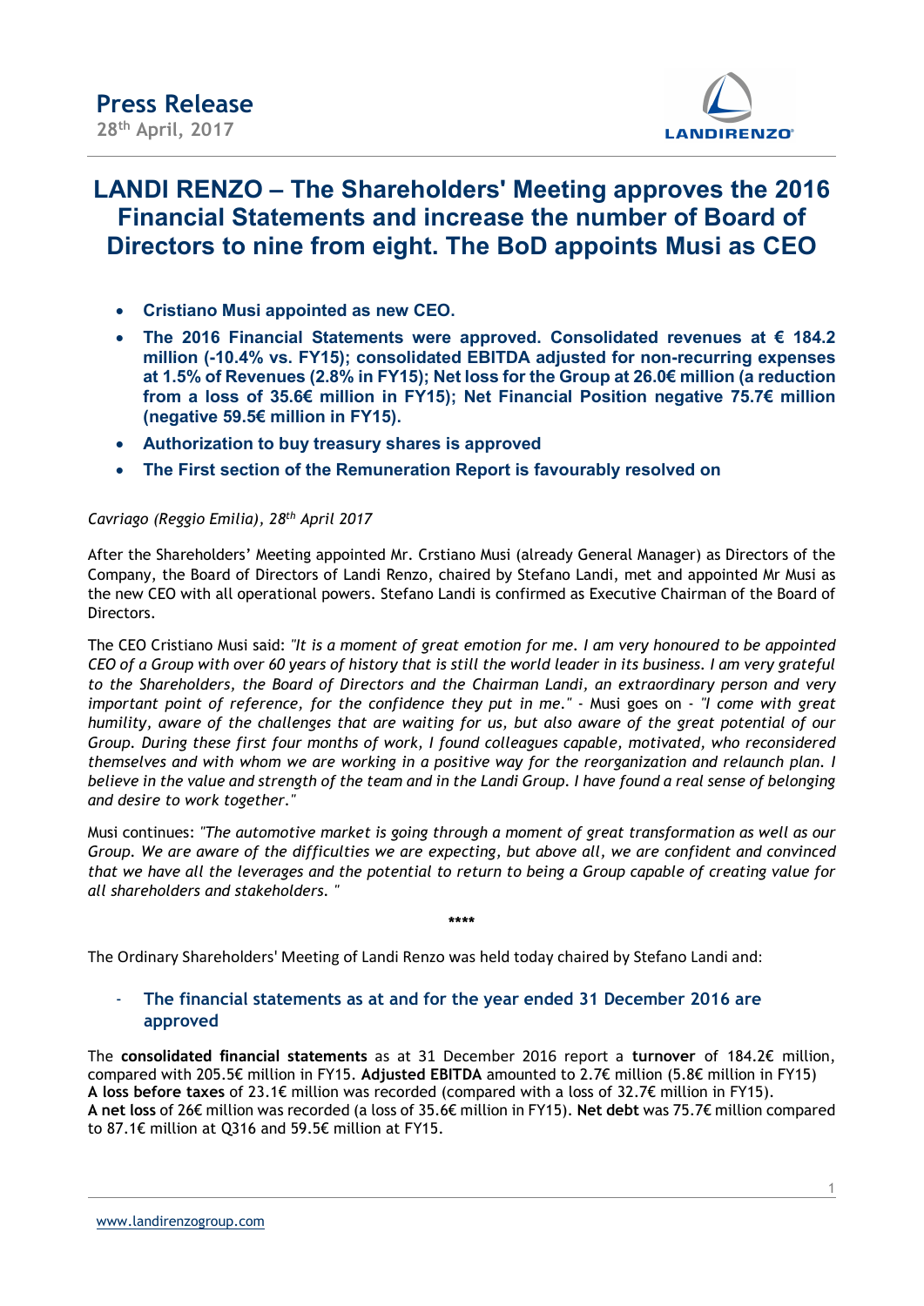# Press Release

**28th April, 2017**

## LANDI RENZO – The Shareholders' Meeting approves the 2016 Financial Statements and increase the number of Board of Directors to nine from eight. The BoD appoints Musi as CEO

- **Cristiano Musi appointed as new CEO.**
- **The 2016 Financial Statements were approved. Consolidated revenues at € 184.2 million (-10.4% vs. FY15); consolidated EBITDA adjusted for non-recurring expenses at 1.5% of Revenues (2.8% in FY15); Net loss for the Group at 26.0€ million (a reduction from a loss of 35.6€ million in FY15); Net Financial Position negative 75.7€ million (negative 59.5€ million in FY15).**
- **Authorization to buy treasury shares is approved**
- **The First section of the Remuneration Report is favourably resolved on**

*Cavriago (Reggio Emilia), 28th April 2017*

After the Shareholders' Meeting appointed Mr. Crstiano Musi (already General Manager) as Directors of the Company, the Board of Directors of Landi Renzo, chaired by Stefano Landi, met and appointed Mr Musi as the new CEO with all operational powers. Stefano Landi is confirmed as Executive Chairman of the Board of Directors.

The CEO Cristiano Musi said: *"It is a moment of great emotion for me. I am very honoured to be appointed CEO of a Group with over 60 years of history that is still the world leader in its business. I am very grateful to the Shareholders, the Board of Directors and the Chairman Landi, an extraordinary person and very important point of reference, for the confidence they put in me."* - Musi goes on - *"I come with great humility, aware of the challenges that are waiting for us, but also aware of the great potential of our Group. During these first four months of work, I found colleagues capable, motivated, who reconsidered themselves and with whom we are working in a positive way for the reorganization and relaunch plan. I believe in the value and strength of the team and in the Landi Group. I have found a real sense of belonging and desire to work together."*

Musi continues: *"The automotive market is going through a moment of great transformation as well as our Group. We are aware of the difficulties we are expecting, but above all, we are confident and convinced that we have all the leverages and the potential to return to being a Group capable of creating value for all shareholders and stakeholders. "*

****

The Ordinary Shareholders' Meeting of Landi Renzo was held today chaired by Stefano Landi and:

### - The financial statements as at and for the year ended 31 December 2016 are approved

The **consolidated financial statements** as at 31 December 2016 report a **turnover** of 184.2€ million, compared with 205.5€ million in FY15. **Adjusted EBITDA** amounted to 2.7€ million (5.8€ million in FY15)
**A loss before taxes** of 23.1€ million was recorded (compared with a loss of 32.7€ million in FY15).
**A net loss** of 26€ million was recorded (a loss of 35.6€ million in FY15). **Net debt** was 75.7€ million compared to 87.1€ million at Q316 and 59.5€ million at FY15.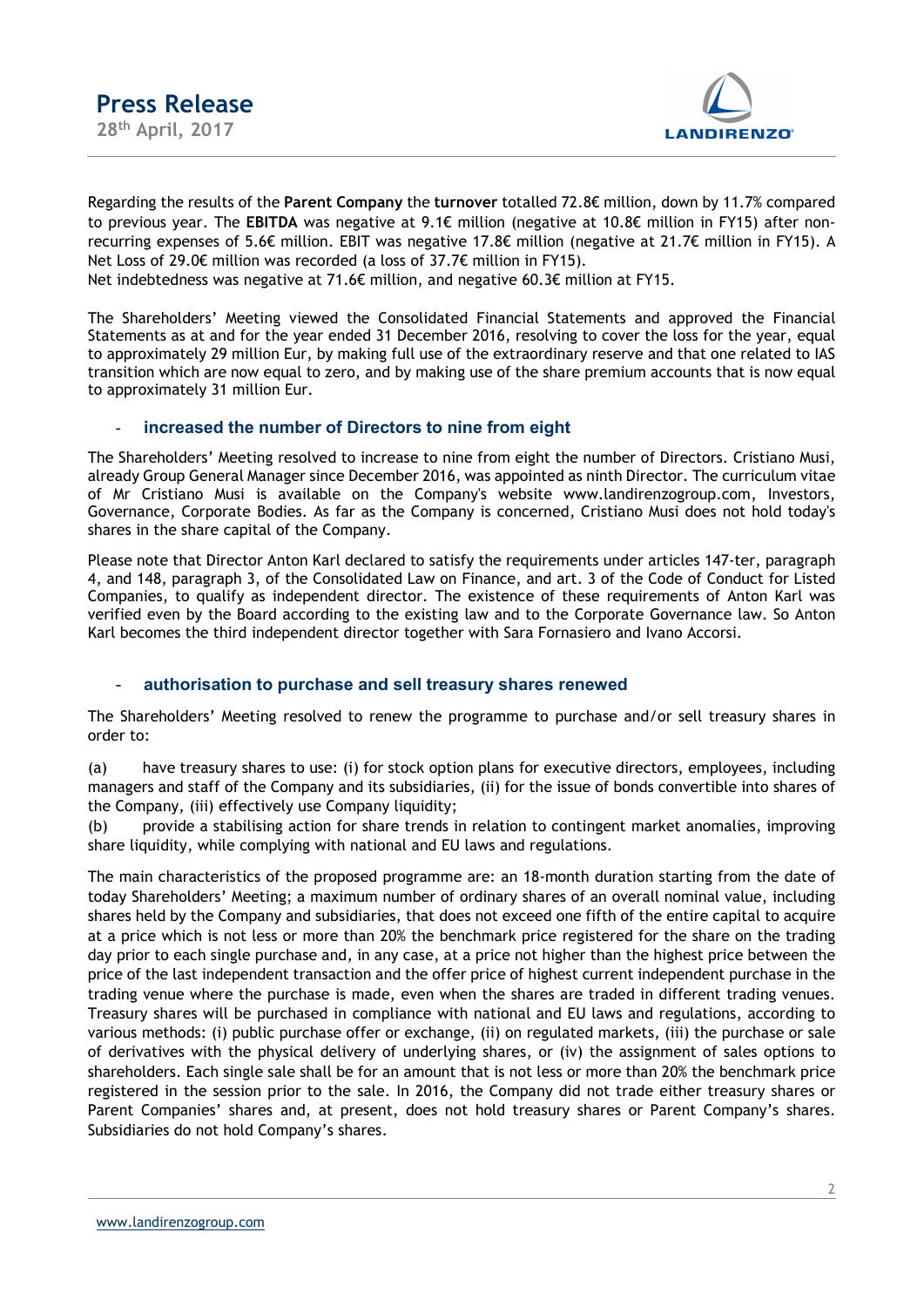Regarding the results of the **Parent Company** the **turnover** totalled 72.8€ million, down by 11.7% compared to previous year. The **EBITDA** was negative at 9.1€ million (negative at 10.8€ million in FY15) after non-recurring expenses of 5.6€ million. EBIT was negative 17.8€ million (negative at 21.7€ million in FY15). A Net Loss of 29.0€ million was recorded (a loss of 37.7€ million in FY15).
Net indebtedness was negative at 71.6€ million, and negative 60.3€ million at FY15.

The Shareholders' Meeting viewed the Consolidated Financial Statements and approved the Financial Statements as at and for the year ended 31 December 2016, resolving to cover the loss for the year, equal to approximately 29 million Eur, by making full use of the extraordinary reserve and that one related to IAS transition which are now equal to zero, and by making use of the share premium accounts that is now equal to approximately 31 million Eur.

## - increased the number of Directors to nine from eight

The Shareholders' Meeting resolved to increase to nine from eight the number of Directors. Cristiano Musi, already Group General Manager since December 2016, was appointed as ninth Director. The curriculum vitae of Mr Cristiano Musi is available on the Company's website www.landirenzogroup.com, Investors, Governance, Corporate Bodies. As far as the Company is concerned, Cristiano Musi does not hold today's shares in the share capital of the Company.

Please note that Director Anton Karl declared to satisfy the requirements under articles 147-ter, paragraph 4, and 148, paragraph 3, of the Consolidated Law on Finance, and art. 3 of the Code of Conduct for Listed Companies, to qualify as independent director. The existence of these requirements of Anton Karl was verified even by the Board according to the existing law and to the Corporate Governance law. So Anton Karl becomes the third independent director together with Sara Fornasiero and Ivano Accorsi.

## - authorisation to purchase and sell treasury shares renewed

The Shareholders' Meeting resolved to renew the programme to purchase and/or sell treasury shares in order to:

(a) have treasury shares to use: (i) for stock option plans for executive directors, employees, including managers and staff of the Company and its subsidiaries, (ii) for the issue of bonds convertible into shares of the Company, (iii) effectively use Company liquidity;
(b) provide a stabilising action for share trends in relation to contingent market anomalies, improving share liquidity, while complying with national and EU laws and regulations.

The main characteristics of the proposed programme are: an 18-month duration starting from the date of today Shareholders' Meeting; a maximum number of ordinary shares of an overall nominal value, including shares held by the Company and subsidiaries, that does not exceed one fifth of the entire capital to acquire at a price which is not less or more than 20% the benchmark price registered for the share on the trading day prior to each single purchase and, in any case, at a price not higher than the highest price between the price of the last independent transaction and the offer price of highest current independent purchase in the trading venue where the purchase is made, even when the shares are traded in different trading venues. Treasury shares will be purchased in compliance with national and EU laws and regulations, according to various methods: (i) public purchase offer or exchange, (ii) on regulated markets, (iii) the purchase or sale of derivatives with the physical delivery of underlying shares, or (iv) the assignment of sales options to shareholders. Each single sale shall be for an amount that is not less or more than 20% the benchmark price registered in the session prior to the sale. In 2016, the Company did not trade either treasury shares or Parent Companies' shares and, at present, does not hold treasury shares or Parent Company's shares. Subsidiaries do not hold Company's shares.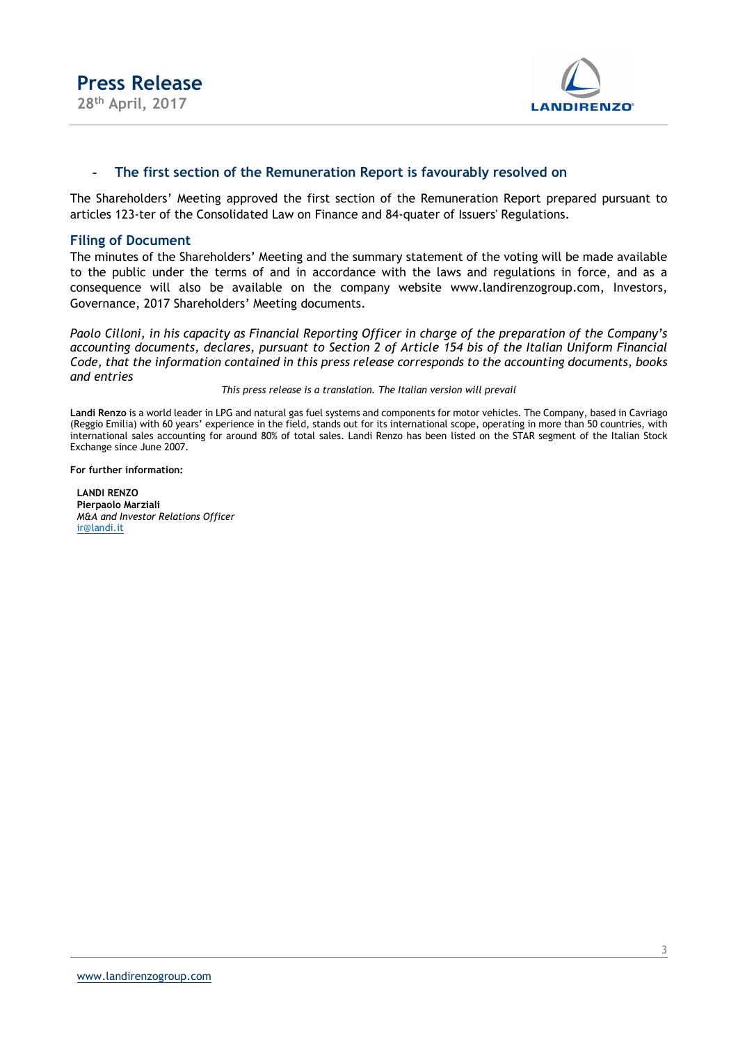- **The first section of the Remuneration Report is favourably resolved on**

The Shareholders' Meeting approved the first section of the Remuneration Report prepared pursuant to articles 123-ter of the Consolidated Law on Finance and 84-quater of Issuers' Regulations.

## Filing of Document

The minutes of the Shareholders' Meeting and the summary statement of the voting will be made available to the public under the terms of and in accordance with the laws and regulations in force, and as a consequence will also be available on the company website www.landirenzogroup.com, Investors, Governance, 2017 Shareholders' Meeting documents.

*Paolo Cilloni, in his capacity as Financial Reporting Officer in charge of the preparation of the Company's accounting documents, declares, pursuant to Section 2 of Article 154 bis of the Italian Uniform Financial Code, that the information contained in this press release corresponds to the accounting documents, books and entries*

*This press release is a translation. The Italian version will prevail*

**Landi Renzo** is a world leader in LPG and natural gas fuel systems and components for motor vehicles. The Company, based in Cavriago (Reggio Emilia) with 60 years' experience in the field, stands out for its international scope, operating in more than 50 countries, with international sales accounting for around 80% of total sales. Landi Renzo has been listed on the STAR segment of the Italian Stock Exchange since June 2007.

**For further information:**

**LANDI RENZO**
**Pierpaolo Marziali**
*M&A and Investor Relations Officer*
ir@landi.it